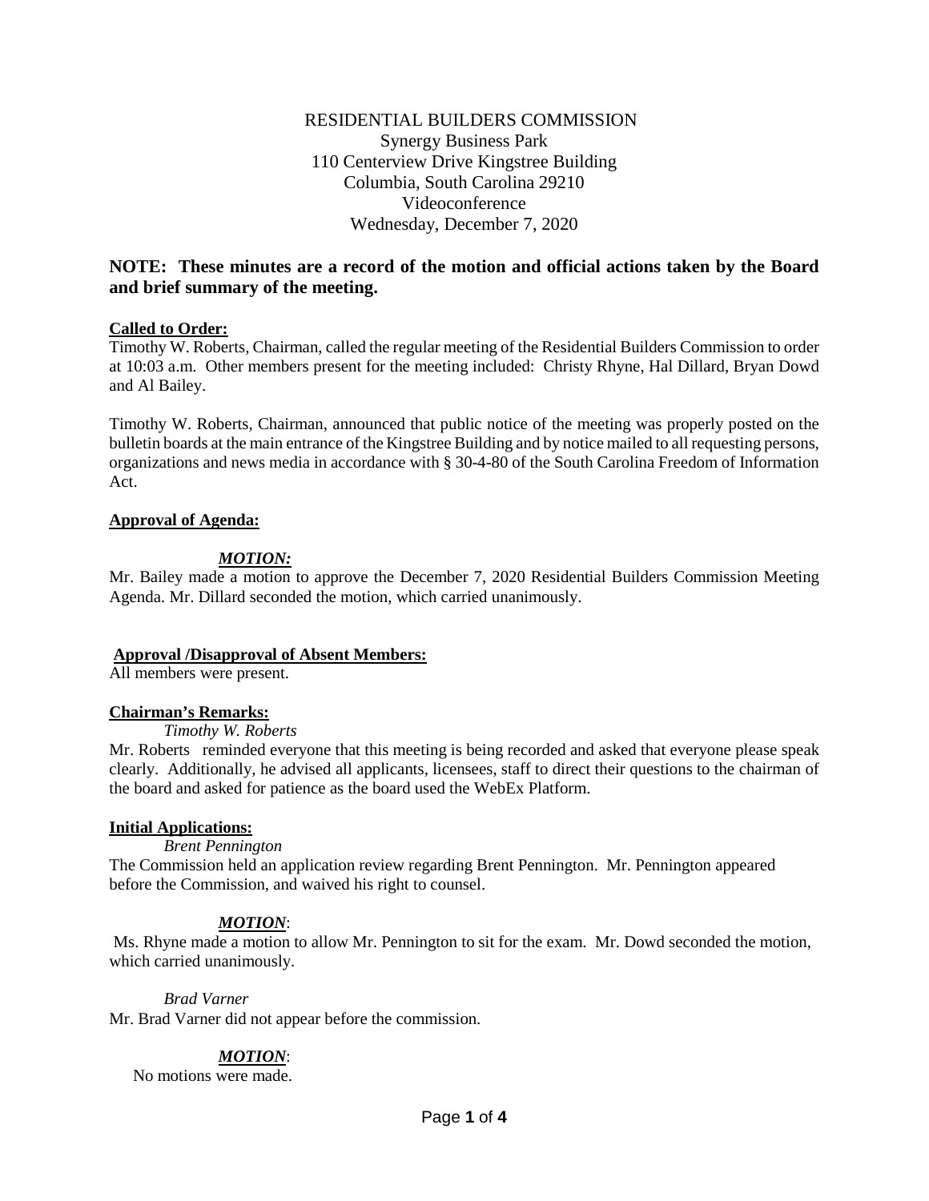RESIDENTIAL BUILDERS COMMISSION
Synergy Business Park
110 Centerview Drive Kingstree Building
Columbia, South Carolina 29210
Videoconference
Wednesday, December 7, 2020

**NOTE: These minutes are a record of the motion and official actions taken by the Board and brief summary of the meeting.**

**Called to Order:**

Timothy W. Roberts, Chairman, called the regular meeting of the Residential Builders Commission to order at 10:03 a.m. Other members present for the meeting included: Christy Rhyne, Hal Dillard, Bryan Dowd and Al Bailey.

Timothy W. Roberts, Chairman, announced that public notice of the meeting was properly posted on the bulletin boards at the main entrance of the Kingstree Building and by notice mailed to all requesting persons, organizations and news media in accordance with § 30-4-80 of the South Carolina Freedom of Information Act.

**Approval of Agenda:**

***MOTION:***

Mr. Bailey made a motion to approve the December 7, 2020 Residential Builders Commission Meeting Agenda. Mr. Dillard seconded the motion, which carried unanimously.

**Approval /Disapproval of Absent Members:**

All members were present.

**Chairman's Remarks:**

*Timothy W. Roberts*

Mr. Roberts reminded everyone that this meeting is being recorded and asked that everyone please speak clearly. Additionally, he advised all applicants, licensees, staff to direct their questions to the chairman of the board and asked for patience as the board used the WebEx Platform.

**Initial Applications:**

*Brent Pennington*

The Commission held an application review regarding Brent Pennington. Mr. Pennington appeared before the Commission, and waived his right to counsel.

***MOTION***:

Ms. Rhyne made a motion to allow Mr. Pennington to sit for the exam. Mr. Dowd seconded the motion, which carried unanimously.

*Brad Varner*

Mr. Brad Varner did not appear before the commission.

***MOTION***:

No motions were made.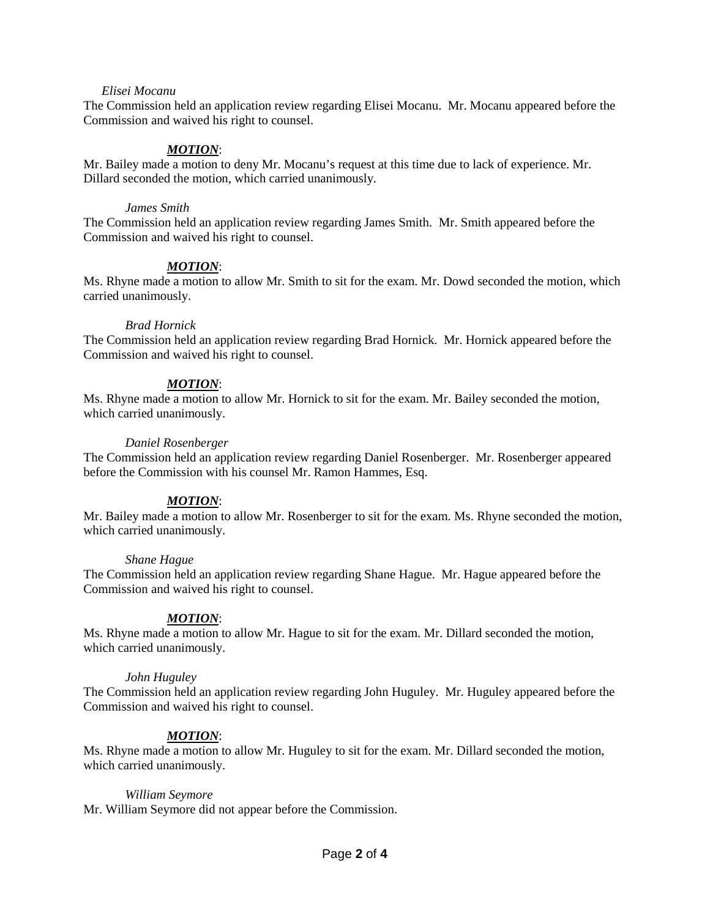*Elisei Mocanu*

The Commission held an application review regarding Elisei Mocanu. Mr. Mocanu appeared before the Commission and waived his right to counsel.

***MOTION***:

Mr. Bailey made a motion to deny Mr. Mocanu's request at this time due to lack of experience. Mr. Dillard seconded the motion, which carried unanimously.

*James Smith*

The Commission held an application review regarding James Smith. Mr. Smith appeared before the Commission and waived his right to counsel.

***MOTION***:

Ms. Rhyne made a motion to allow Mr. Smith to sit for the exam. Mr. Dowd seconded the motion, which carried unanimously.

*Brad Hornick*

The Commission held an application review regarding Brad Hornick. Mr. Hornick appeared before the Commission and waived his right to counsel.

***MOTION***:

Ms. Rhyne made a motion to allow Mr. Hornick to sit for the exam. Mr. Bailey seconded the motion, which carried unanimously.

*Daniel Rosenberger*

The Commission held an application review regarding Daniel Rosenberger. Mr. Rosenberger appeared before the Commission with his counsel Mr. Ramon Hammes, Esq.

***MOTION***:

Mr. Bailey made a motion to allow Mr. Rosenberger to sit for the exam. Ms. Rhyne seconded the motion, which carried unanimously.

*Shane Hague*

The Commission held an application review regarding Shane Hague. Mr. Hague appeared before the Commission and waived his right to counsel.

***MOTION***:

Ms. Rhyne made a motion to allow Mr. Hague to sit for the exam. Mr. Dillard seconded the motion, which carried unanimously.

*John Huguley*

The Commission held an application review regarding John Huguley. Mr. Huguley appeared before the Commission and waived his right to counsel.

***MOTION***:

Ms. Rhyne made a motion to allow Mr. Huguley to sit for the exam. Mr. Dillard seconded the motion, which carried unanimously.

*William Seymore*

Mr. William Seymore did not appear before the Commission.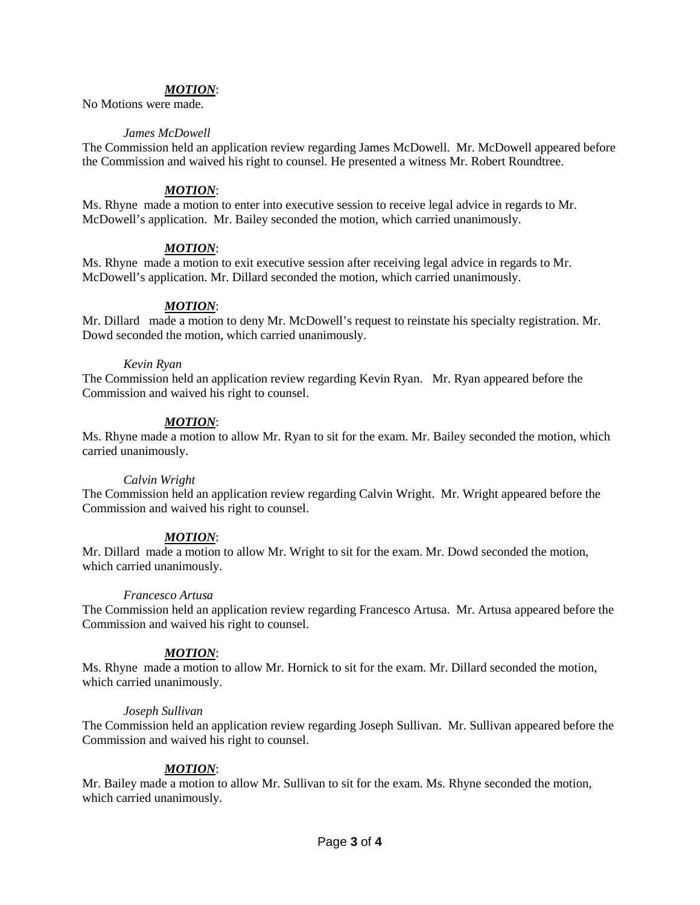***MOTION***:
No Motions were made.

*James McDowell*
The Commission held an application review regarding James McDowell. Mr. McDowell appeared before the Commission and waived his right to counsel. He presented a witness Mr. Robert Roundtree.

***MOTION***:
Ms. Rhyne made a motion to enter into executive session to receive legal advice in regards to Mr. McDowell's application. Mr. Bailey seconded the motion, which carried unanimously.

***MOTION***:
Ms. Rhyne made a motion to exit executive session after receiving legal advice in regards to Mr. McDowell's application. Mr. Dillard seconded the motion, which carried unanimously.

***MOTION***:
Mr. Dillard made a motion to deny Mr. McDowell's request to reinstate his specialty registration. Mr. Dowd seconded the motion, which carried unanimously.

*Kevin Ryan*
The Commission held an application review regarding Kevin Ryan. Mr. Ryan appeared before the Commission and waived his right to counsel.

***MOTION***:
Ms. Rhyne made a motion to allow Mr. Ryan to sit for the exam. Mr. Bailey seconded the motion, which carried unanimously.

*Calvin Wright*
The Commission held an application review regarding Calvin Wright. Mr. Wright appeared before the Commission and waived his right to counsel.

***MOTION***:
Mr. Dillard made a motion to allow Mr. Wright to sit for the exam. Mr. Dowd seconded the motion, which carried unanimously.

*Francesco Artusa*
The Commission held an application review regarding Francesco Artusa. Mr. Artusa appeared before the Commission and waived his right to counsel.

***MOTION***:
Ms. Rhyne made a motion to allow Mr. Hornick to sit for the exam. Mr. Dillard seconded the motion, which carried unanimously.

*Joseph Sullivan*
The Commission held an application review regarding Joseph Sullivan. Mr. Sullivan appeared before the Commission and waived his right to counsel.

***MOTION***:
Mr. Bailey made a motion to allow Mr. Sullivan to sit for the exam. Ms. Rhyne seconded the motion, which carried unanimously.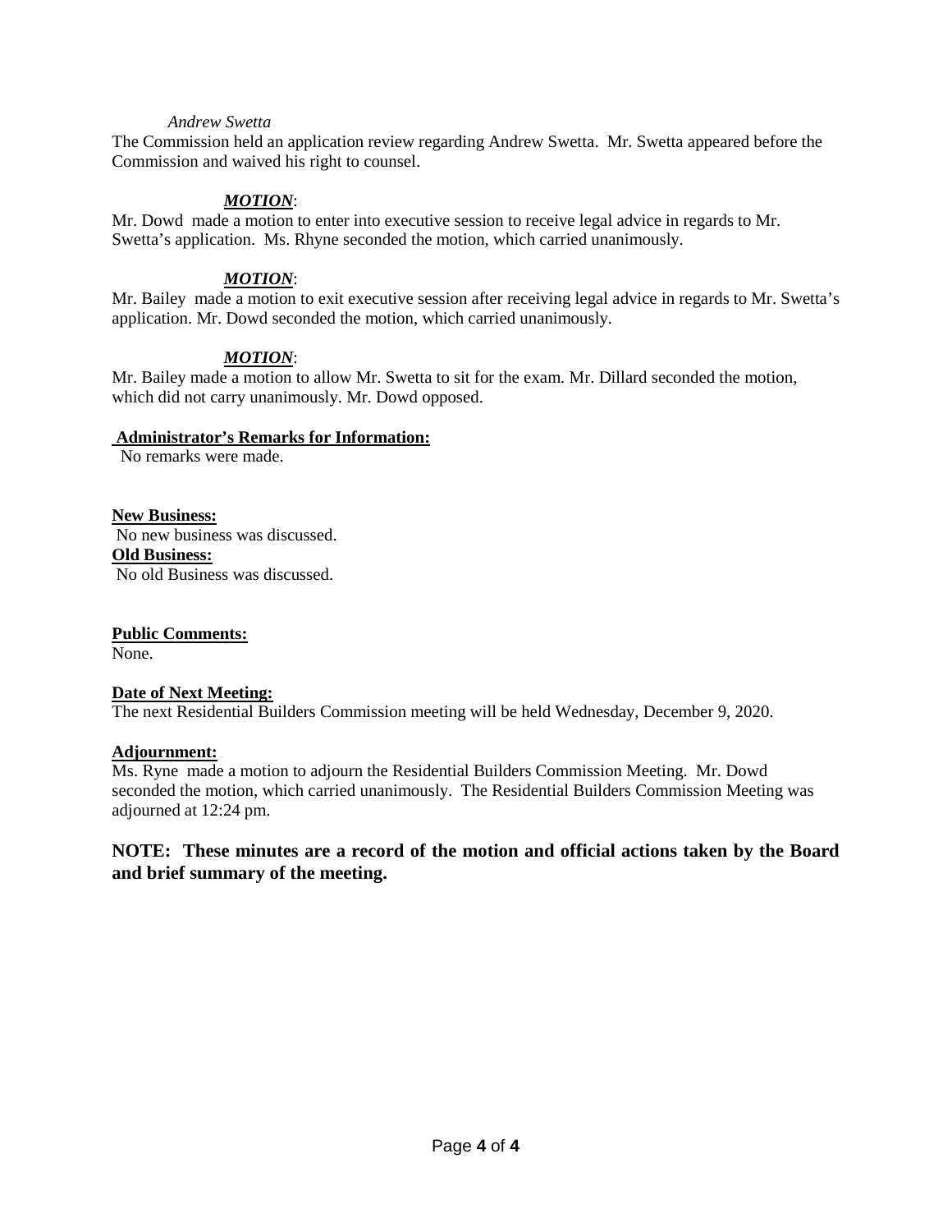*Andrew Swetta*

The Commission held an application review regarding Andrew Swetta. Mr. Swetta appeared before the Commission and waived his right to counsel.

***MOTION***:

Mr. Dowd made a motion to enter into executive session to receive legal advice in regards to Mr. Swetta's application. Ms. Rhyne seconded the motion, which carried unanimously.

***MOTION***:

Mr. Bailey made a motion to exit executive session after receiving legal advice in regards to Mr. Swetta's application. Mr. Dowd seconded the motion, which carried unanimously.

***MOTION***:

Mr. Bailey made a motion to allow Mr. Swetta to sit for the exam. Mr. Dillard seconded the motion, which did not carry unanimously. Mr. Dowd opposed.

**Administrator's Remarks for Information:**

No remarks were made.

**New Business:**

No new business was discussed.

**Old Business:**

No old Business was discussed.

**Public Comments:**

None.

**Date of Next Meeting:**

The next Residential Builders Commission meeting will be held Wednesday, December 9, 2020.

**Adjournment:**

Ms. Ryne made a motion to adjourn the Residential Builders Commission Meeting. Mr. Dowd seconded the motion, which carried unanimously. The Residential Builders Commission Meeting was adjourned at 12:24 pm.

**NOTE: These minutes are a record of the motion and official actions taken by the Board and brief summary of the meeting.**